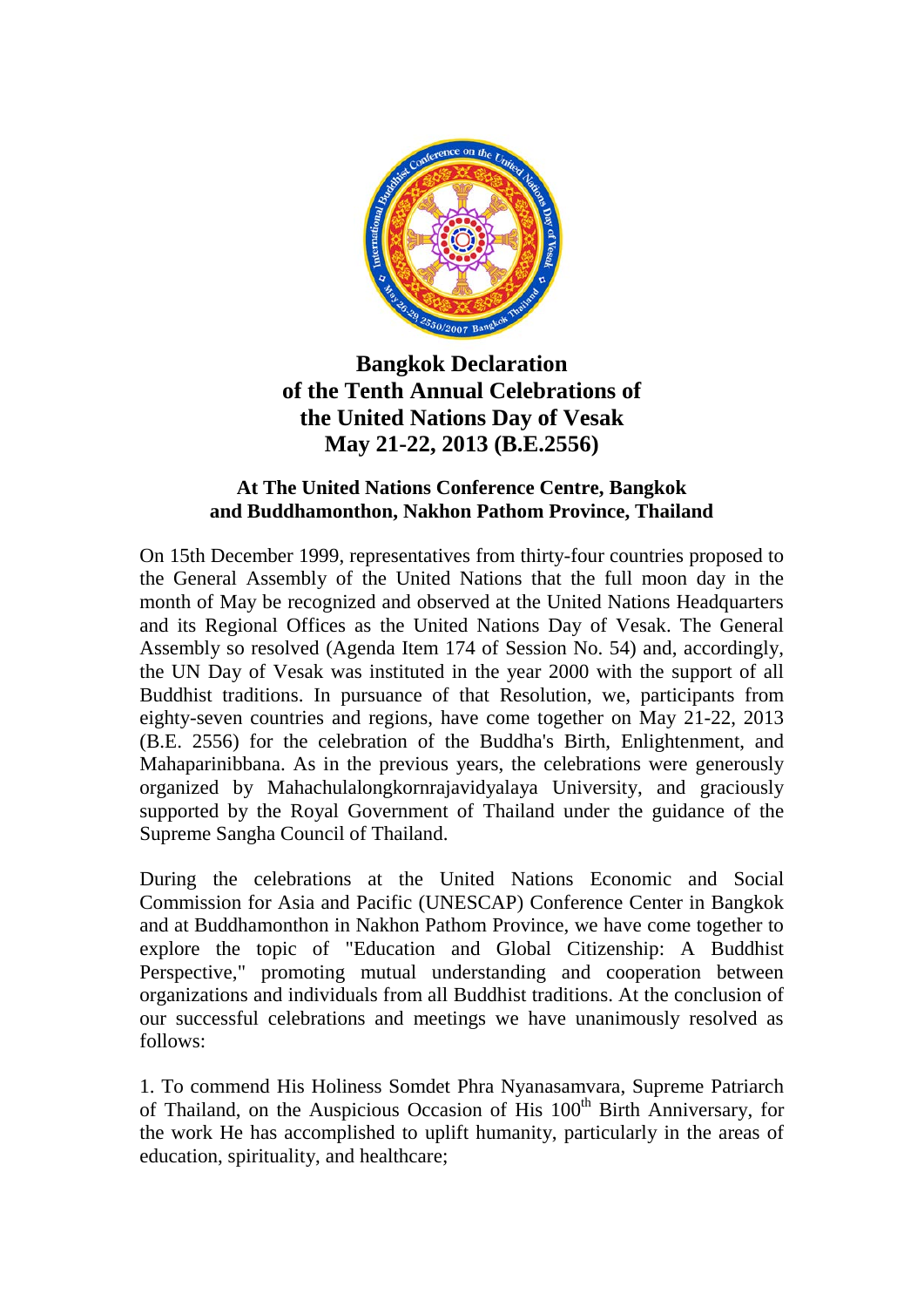# Bangkok Declaration of the Tenth Annual Celebrations of the United Nations Day of Vesak May 21-22, 2013 (B.E.2556)

### At The United Nations Conference Centre, Bangkok and Buddhamonthon, Nakhon Pathom Province, Thailand

On 15th December 1999, representatives from thirty-four countries proposed to the General Assembly of the United Nations that the full moon day in the month of May be recognized and observed at the United Nations Headquarters and its Regional Offices as the United Nations Day of Vesak. The General Assembly so resolved (Agenda Item 174 of Session No. 54) and, accordingly, the UN Day of Vesak was instituted in the year 2000 with the support of all Buddhist traditions. In pursuance of that Resolution, we, participants from eighty-seven countries and regions, have come together on May 21-22, 2013 (B.E. 2556) for the celebration of the Buddha's Birth, Enlightenment, and Mahaparinibbana. As in the previous years, the celebrations were generously organized by Mahachulalongkornrajavidyalaya University, and graciously supported by the Royal Government of Thailand under the guidance of the Supreme Sangha Council of Thailand.

During the celebrations at the United Nations Economic and Social Commission for Asia and Pacific (UNESCAP) Conference Center in Bangkok and at Buddhamonthon in Nakhon Pathom Province, we have come together to explore the topic of "Education and Global Citizenship: A Buddhist Perspective," promoting mutual understanding and cooperation between organizations and individuals from all Buddhist traditions. At the conclusion of our successful celebrations and meetings we have unanimously resolved as follows:

1. To commend His Holiness Somdet Phra Nyanasamvara, Supreme Patriarch of Thailand, on the Auspicious Occasion of His 100th Birth Anniversary, for the work He has accomplished to uplift humanity, particularly in the areas of education, spirituality, and healthcare;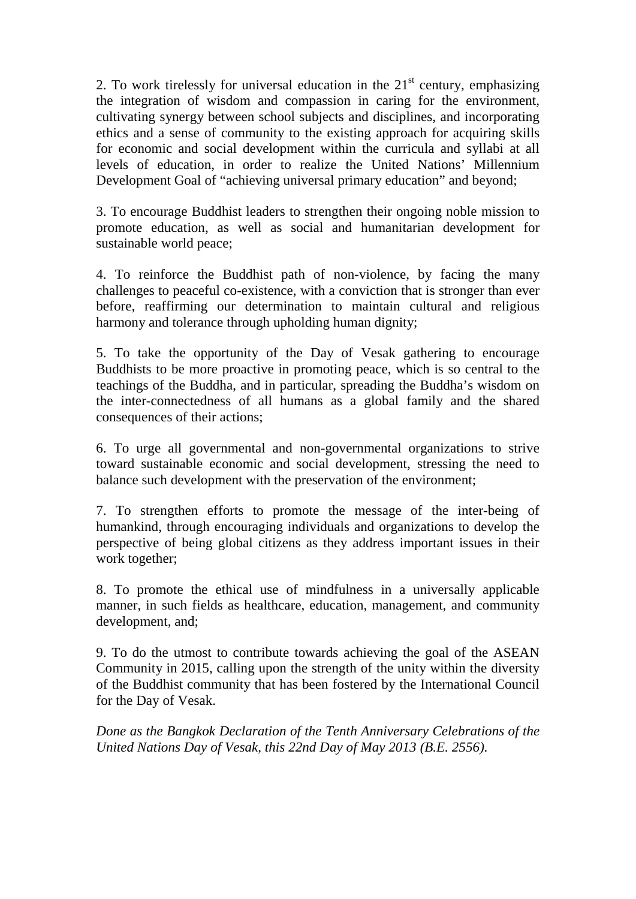2. To work tirelessly for universal education in the 21st century, emphasizing the integration of wisdom and compassion in caring for the environment, cultivating synergy between school subjects and disciplines, and incorporating ethics and a sense of community to the existing approach for acquiring skills for economic and social development within the curricula and syllabi at all levels of education, in order to realize the United Nations' Millennium Development Goal of "achieving universal primary education" and beyond;

3. To encourage Buddhist leaders to strengthen their ongoing noble mission to promote education, as well as social and humanitarian development for sustainable world peace;

4. To reinforce the Buddhist path of non-violence, by facing the many challenges to peaceful co-existence, with a conviction that is stronger than ever before, reaffirming our determination to maintain cultural and religious harmony and tolerance through upholding human dignity;

5. To take the opportunity of the Day of Vesak gathering to encourage Buddhists to be more proactive in promoting peace, which is so central to the teachings of the Buddha, and in particular, spreading the Buddha's wisdom on the inter-connectedness of all humans as a global family and the shared consequences of their actions;

6. To urge all governmental and non-governmental organizations to strive toward sustainable economic and social development, stressing the need to balance such development with the preservation of the environment;

7. To strengthen efforts to promote the message of the inter-being of humankind, through encouraging individuals and organizations to develop the perspective of being global citizens as they address important issues in their work together;

8. To promote the ethical use of mindfulness in a universally applicable manner, in such fields as healthcare, education, management, and community development, and;

9. To do the utmost to contribute towards achieving the goal of the ASEAN Community in 2015, calling upon the strength of the unity within the diversity of the Buddhist community that has been fostered by the International Council for the Day of Vesak.

*Done as the Bangkok Declaration of the Tenth Anniversary Celebrations of the United Nations Day of Vesak, this 22nd Day of May 2013 (B.E. 2556).*